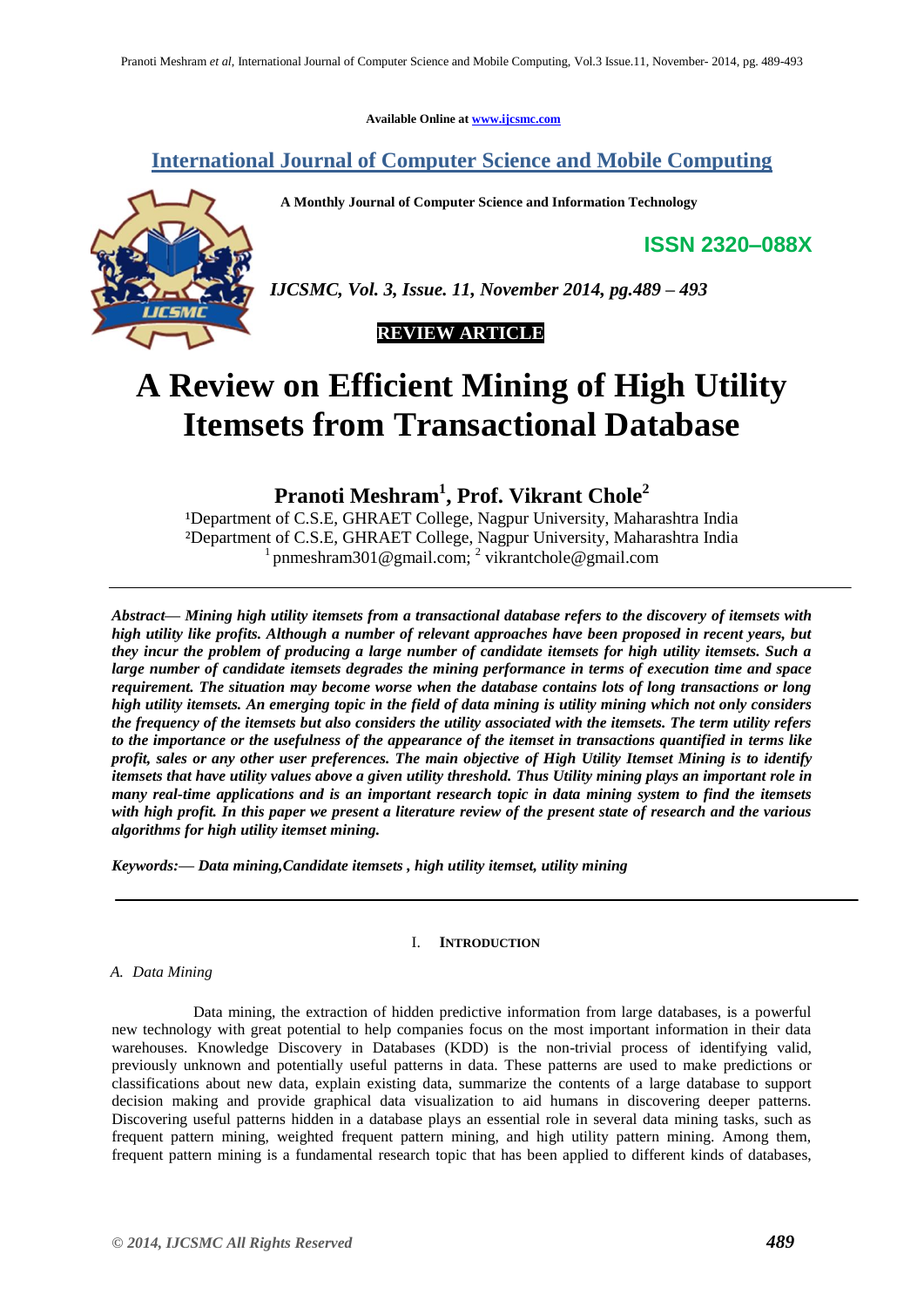Available Online at www.ijcsmc.com

## International Journal of Computer Science and Mobile Computing

**A Monthly Journal of Computer Science and Information Technology**

**ISSN 2320–088X**

*IJCSMC, Vol. 3, Issue. 11, November 2014, pg.489 – 493*

**REVIEW ARTICLE**

# A Review on Efficient Mining of High Utility Itemsets from Transactional Database

**Pranoti Meshram[1], Prof. Vikrant Chole[2]**

[1]Department of C.S.E, GHRAET College, Nagpur University, Maharashtra India
[2]Department of C.S.E, GHRAET College, Nagpur University, Maharashtra India
[1] pnmeshram301@gmail.com; [2] vikrantchole@gmail.com

***Abstract*— *Mining high utility itemsets from a transactional database refers to the discovery of itemsets with high utility like profits. Although a number of relevant approaches have been proposed in recent years, but they incur the problem of producing a large number of candidate itemsets for high utility itemsets. Such a large number of candidate itemsets degrades the mining performance in terms of execution time and space requirement. The situation may become worse when the database contains lots of long transactions or long high utility itemsets. An emerging topic in the field of data mining is utility mining which not only considers the frequency of the itemsets but also considers the utility associated with the itemsets. The term utility refers to the importance or the usefulness of the appearance of the itemset in transactions quantified in terms like profit, sales or any other user preferences. The main objective of High Utility Itemset Mining is to identify itemsets that have utility values above a given utility threshold. Thus Utility mining plays an important role in many real-time applications and is an important research topic in data mining system to find the itemsets with high profit. In this paper we present a literature review of the present state of research and the various algorithms for high utility itemset mining.***

***Keywords:*— *Data mining,Candidate itemsets , high utility itemset, utility mining***

## I. Introduction

### *A. Data Mining*

Data mining, the extraction of hidden predictive information from large databases, is a powerful new technology with great potential to help companies focus on the most important information in their data warehouses. Knowledge Discovery in Databases (KDD) is the non-trivial process of identifying valid, previously unknown and potentially useful patterns in data. These patterns are used to make predictions or classifications about new data, explain existing data, summarize the contents of a large database to support decision making and provide graphical data visualization to aid humans in discovering deeper patterns. Discovering useful patterns hidden in a database plays an essential role in several data mining tasks, such as frequent pattern mining, weighted frequent pattern mining, and high utility pattern mining. Among them, frequent pattern mining is a fundamental research topic that has been applied to different kinds of databases,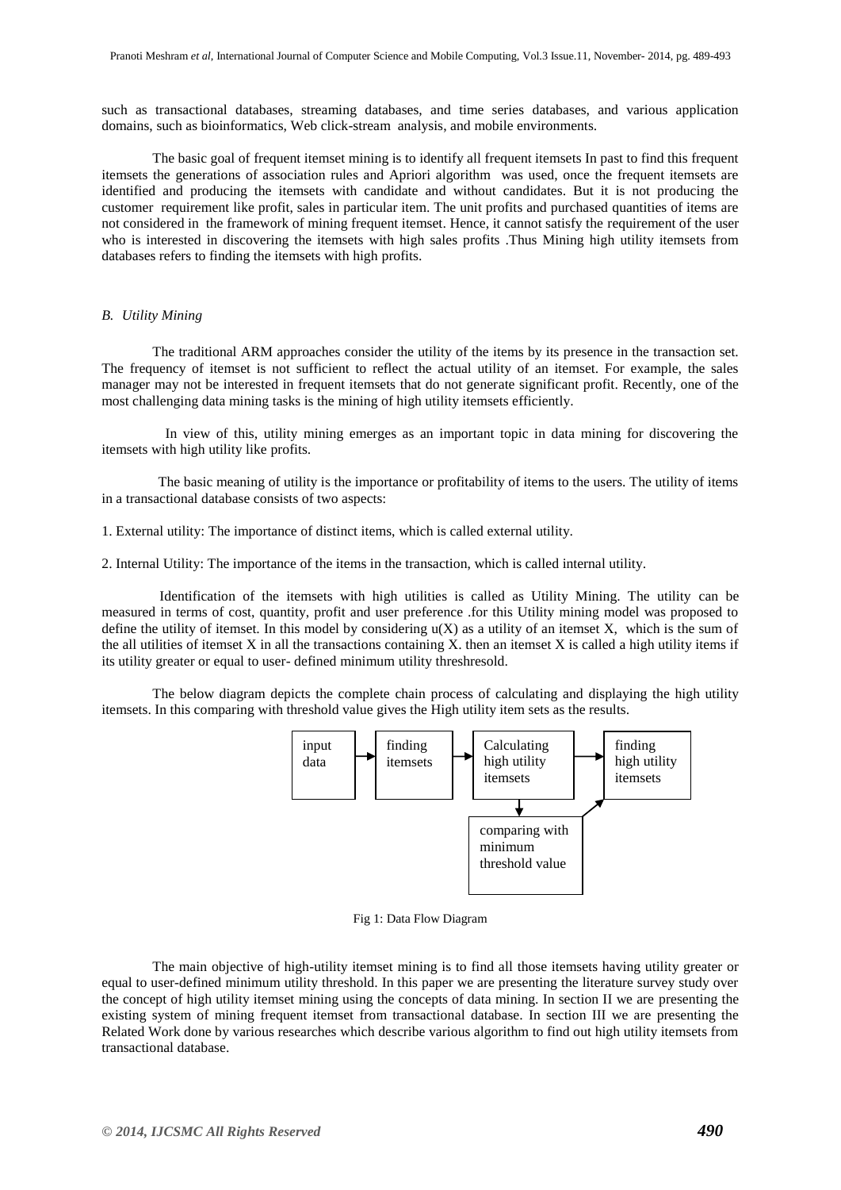such as transactional databases, streaming databases, and time series databases, and various application domains, such as bioinformatics, Web click-stream analysis, and mobile environments.

The basic goal of frequent itemset mining is to identify all frequent itemsets In past to find this frequent itemsets the generations of association rules and Apriori algorithm was used, once the frequent itemsets are identified and producing the itemsets with candidate and without candidates. But it is not producing the customer requirement like profit, sales in particular item. The unit profits and purchased quantities of items are not considered in the framework of mining frequent itemset. Hence, it cannot satisfy the requirement of the user who is interested in discovering the itemsets with high sales profits .Thus Mining high utility itemsets from databases refers to finding the itemsets with high profits.

### *B. Utility Mining*

The traditional ARM approaches consider the utility of the items by its presence in the transaction set. The frequency of itemset is not sufficient to reflect the actual utility of an itemset. For example, the sales manager may not be interested in frequent itemsets that do not generate significant profit. Recently, one of the most challenging data mining tasks is the mining of high utility itemsets efficiently.

In view of this, utility mining emerges as an important topic in data mining for discovering the itemsets with high utility like profits.

The basic meaning of utility is the importance or profitability of items to the users. The utility of items in a transactional database consists of two aspects:

1. External utility: The importance of distinct items, which is called external utility.

2. Internal Utility: The importance of the items in the transaction, which is called internal utility.

Identification of the itemsets with high utilities is called as Utility Mining. The utility can be measured in terms of cost, quantity, profit and user preference .for this Utility mining model was proposed to define the utility of itemset. In this model by considering $u(X)$ as a utility of an itemset X, which is the sum of the all utilities of itemset X in all the transactions containing X. then an itemset X is called a high utility items if its utility greater or equal to user- defined minimum utility threshresold.

The below diagram depicts the complete chain process of calculating and displaying the high utility itemsets. In this comparing with threshold value gives the High utility item sets as the results.

input data → finding itemsets → Calculating high utility itemsets → finding high utility itemsets

Calculating high utility itemsets → comparing with minimum threshold value → finding high utility itemsets

Fig 1: Data Flow Diagram

The main objective of high-utility itemset mining is to find all those itemsets having utility greater or equal to user-defined minimum utility threshold. In this paper we are presenting the literature survey study over the concept of high utility itemset mining using the concepts of data mining. In section II we are presenting the existing system of mining frequent itemset from transactional database. In section III we are presenting the Related Work done by various researches which describe various algorithm to find out high utility itemsets from transactional database.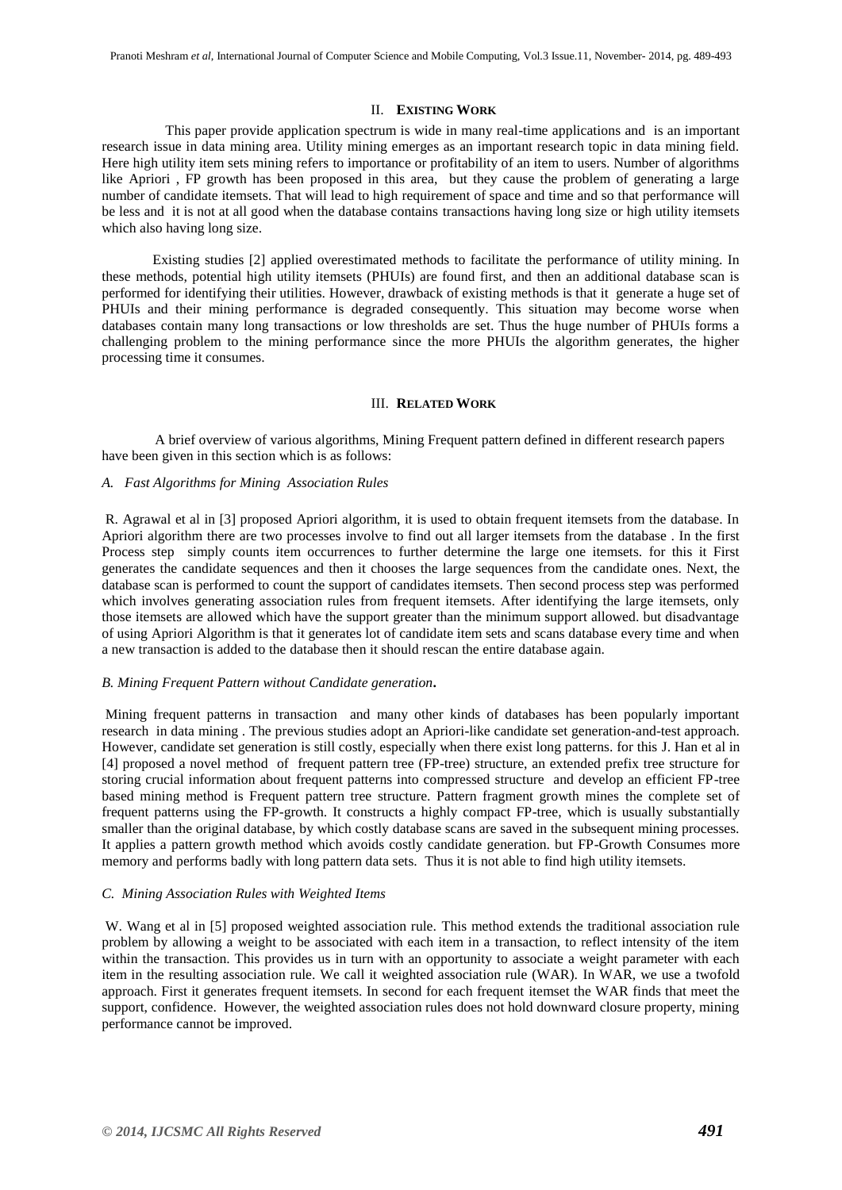## II. EXISTING WORK

This paper provide application spectrum is wide in many real-time applications and is an important research issue in data mining area. Utility mining emerges as an important research topic in data mining field. Here high utility item sets mining refers to importance or profitability of an item to users. Number of algorithms like Apriori , FP growth has been proposed in this area, but they cause the problem of generating a large number of candidate itemsets. That will lead to high requirement of space and time and so that performance will be less and it is not at all good when the database contains transactions having long size or high utility itemsets which also having long size.

Existing studies [2] applied overestimated methods to facilitate the performance of utility mining. In these methods, potential high utility itemsets (PHUIs) are found first, and then an additional database scan is performed for identifying their utilities. However, drawback of existing methods is that it generate a huge set of PHUIs and their mining performance is degraded consequently. This situation may become worse when databases contain many long transactions or low thresholds are set. Thus the huge number of PHUIs forms a challenging problem to the mining performance since the more PHUIs the algorithm generates, the higher processing time it consumes.

## III. RELATED WORK

A brief overview of various algorithms, Mining Frequent pattern defined in different research papers have been given in this section which is as follows:

### *A. Fast Algorithms for Mining Association Rules*

R. Agrawal et al in [3] proposed Apriori algorithm, it is used to obtain frequent itemsets from the database. In Apriori algorithm there are two processes involve to find out all larger itemsets from the database . In the first Process step simply counts item occurrences to further determine the large one itemsets. for this it First generates the candidate sequences and then it chooses the large sequences from the candidate ones. Next, the database scan is performed to count the support of candidates itemsets. Then second process step was performed which involves generating association rules from frequent itemsets. After identifying the large itemsets, only those itemsets are allowed which have the support greater than the minimum support allowed. but disadvantage of using Apriori Algorithm is that it generates lot of candidate item sets and scans database every time and when a new transaction is added to the database then it should rescan the entire database again.

### *B. Mining Frequent Pattern without Candidate generation.*

Mining frequent patterns in transaction and many other kinds of databases has been popularly important research in data mining . The previous studies adopt an Apriori-like candidate set generation-and-test approach. However, candidate set generation is still costly, especially when there exist long patterns. for this J. Han et al in [4] proposed a novel method of frequent pattern tree (FP-tree) structure, an extended prefix tree structure for storing crucial information about frequent patterns into compressed structure and develop an efficient FP-tree based mining method is Frequent pattern tree structure. Pattern fragment growth mines the complete set of frequent patterns using the FP-growth. It constructs a highly compact FP-tree, which is usually substantially smaller than the original database, by which costly database scans are saved in the subsequent mining processes. It applies a pattern growth method which avoids costly candidate generation. but FP-Growth Consumes more memory and performs badly with long pattern data sets. Thus it is not able to find high utility itemsets.

### *C. Mining Association Rules with Weighted Items*

W. Wang et al in [5] proposed weighted association rule. This method extends the traditional association rule problem by allowing a weight to be associated with each item in a transaction, to reflect intensity of the item within the transaction. This provides us in turn with an opportunity to associate a weight parameter with each item in the resulting association rule. We call it weighted association rule (WAR). In WAR, we use a twofold approach. First it generates frequent itemsets. In second for each frequent itemset the WAR finds that meet the support, confidence. However, the weighted association rules does not hold downward closure property, mining performance cannot be improved.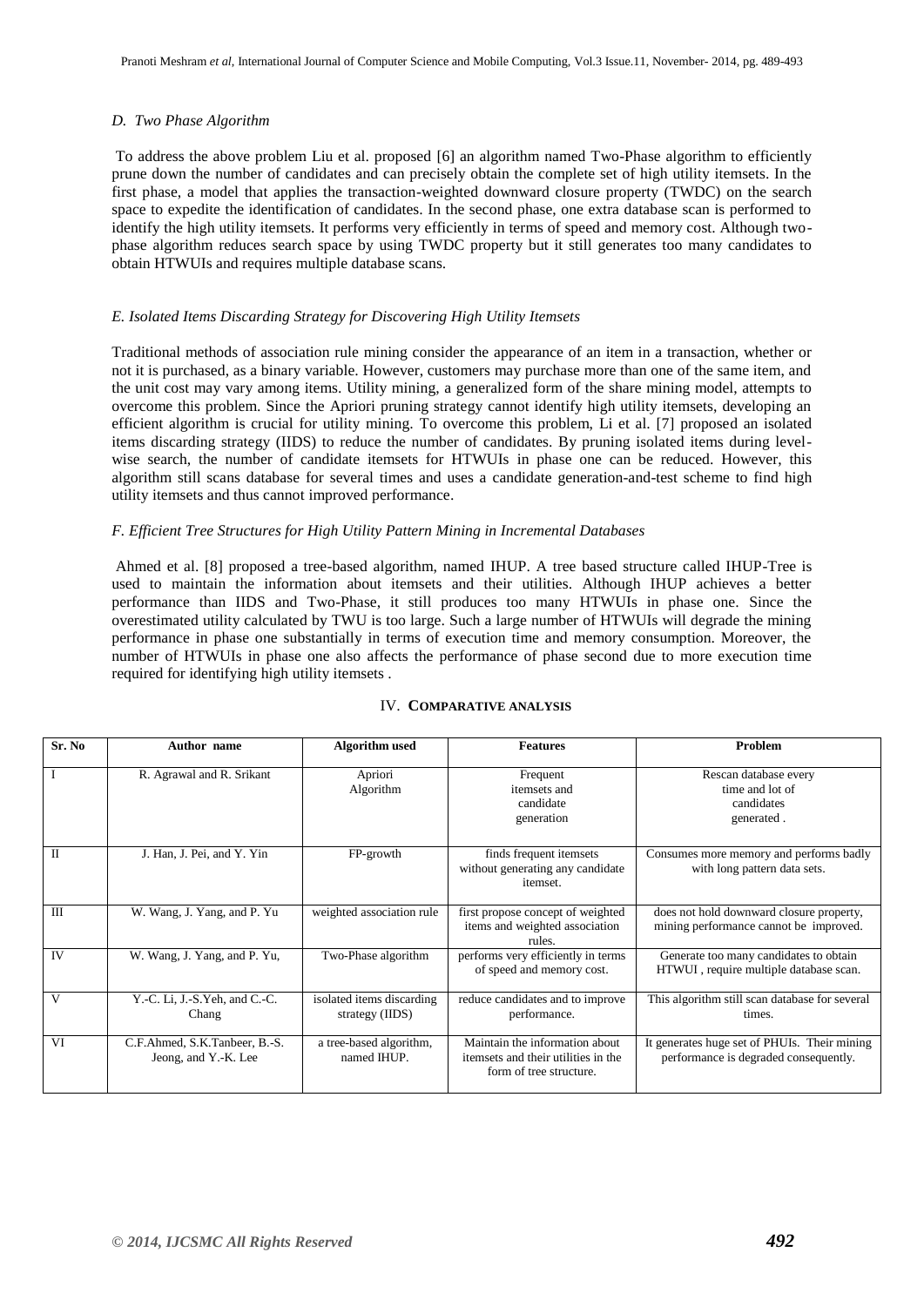### *D. Two Phase Algorithm*

To address the above problem Liu et al. proposed [6] an algorithm named Two-Phase algorithm to efficiently prune down the number of candidates and can precisely obtain the complete set of high utility itemsets. In the first phase, a model that applies the transaction-weighted downward closure property (TWDC) on the search space to expedite the identification of candidates. In the second phase, one extra database scan is performed to identify the high utility itemsets. It performs very efficiently in terms of speed and memory cost. Although two-phase algorithm reduces search space by using TWDC property but it still generates too many candidates to obtain HTWUIs and requires multiple database scans.

### *E. Isolated Items Discarding Strategy for Discovering High Utility Itemsets*

Traditional methods of association rule mining consider the appearance of an item in a transaction, whether or not it is purchased, as a binary variable. However, customers may purchase more than one of the same item, and the unit cost may vary among items. Utility mining, a generalized form of the share mining model, attempts to overcome this problem. Since the Apriori pruning strategy cannot identify high utility itemsets, developing an efficient algorithm is crucial for utility mining. To overcome this problem, Li et al. [7] proposed an isolated items discarding strategy (IIDS) to reduce the number of candidates. By pruning isolated items during level-wise search, the number of candidate itemsets for HTWUIs in phase one can be reduced. However, this algorithm still scans database for several times and uses a candidate generation-and-test scheme to find high utility itemsets and thus cannot improved performance.

### *F. Efficient Tree Structures for High Utility Pattern Mining in Incremental Databases*

Ahmed et al. [8] proposed a tree-based algorithm, named IHUP. A tree based structure called IHUP-Tree is used to maintain the information about itemsets and their utilities. Although IHUP achieves a better performance than IIDS and Two-Phase, it still produces too many HTWUIs in phase one. Since the overestimated utility calculated by TWU is too large. Such a large number of HTWUIs will degrade the mining performance in phase one substantially in terms of execution time and memory consumption. Moreover, the number of HTWUIs in phase one also affects the performance of phase second due to more execution time required for identifying high utility itemsets .

## IV. **COMPARATIVE ANALYSIS**

| Sr. No | Author name | Algorithm used | Features | Problem |
|---|---|---|---|---|
| I | R. Agrawal and R. Srikant | Apriori Algorithm | Frequent itemsets and candidate generation | Rescan database every time and lot of candidates generated . |
| II | J. Han, J. Pei, and Y. Yin | FP-growth | finds frequent itemsets without generating any candidate itemset. | Consumes more memory and performs badly with long pattern data sets. |
| III | W. Wang, J. Yang, and P. Yu | weighted association rule | first propose concept of weighted items and weighted association rules. | does not hold downward closure property, mining performance cannot be improved. |
| IV | W. Wang, J. Yang, and P. Yu, | Two-Phase algorithm | performs very efficiently in terms of speed and memory cost. | Generate too many candidates to obtain HTWUI , require multiple database scan. |
| V | Y.-C. Li, J.-S.Yeh, and C.-C. Chang | isolated items discarding strategy (IIDS) | reduce candidates and to improve performance. | This algorithm still scan database for several times. |
| VI | C.F.Ahmed, S.K.Tanbeer, B.-S. Jeong, and Y.-K. Lee | a tree-based algorithm, named IHUP. | Maintain the information about itemsets and their utilities in the form of tree structure. | It generates huge set of PHUIs. Their mining performance is degraded consequently. |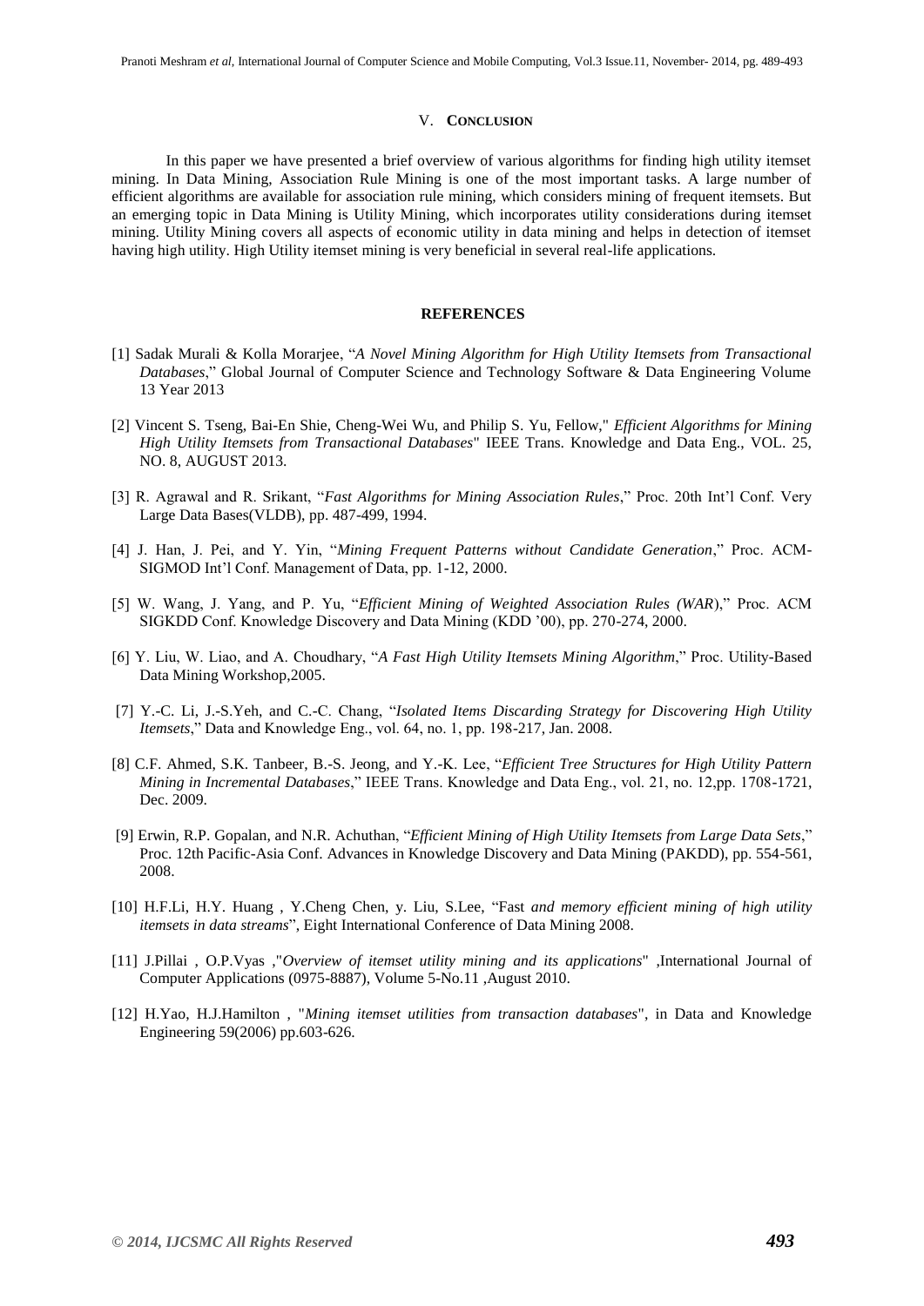## V. CONCLUSION

In this paper we have presented a brief overview of various algorithms for finding high utility itemset mining. In Data Mining, Association Rule Mining is one of the most important tasks. A large number of efficient algorithms are available for association rule mining, which considers mining of frequent itemsets. But an emerging topic in Data Mining is Utility Mining, which incorporates utility considerations during itemset mining. Utility Mining covers all aspects of economic utility in data mining and helps in detection of itemset having high utility. High Utility itemset mining is very beneficial in several real-life applications.

## REFERENCES

[1] Sadak Murali & Kolla Morarjee, "*A Novel Mining Algorithm for High Utility Itemsets from Transactional Databases*," Global Journal of Computer Science and Technology Software & Data Engineering Volume 13 Year 2013

[2] Vincent S. Tseng, Bai-En Shie, Cheng-Wei Wu, and Philip S. Yu, Fellow," *Efficient Algorithms for Mining High Utility Itemsets from Transactional Databases*" IEEE Trans. Knowledge and Data Eng., VOL. 25, NO. 8, AUGUST 2013.

[3] R. Agrawal and R. Srikant, "*Fast Algorithms for Mining Association Rules*," Proc. 20th Int'l Conf. Very Large Data Bases(VLDB), pp. 487-499, 1994.

[4] J. Han, J. Pei, and Y. Yin, "*Mining Frequent Patterns without Candidate Generation*," Proc. ACM-SIGMOD Int'l Conf. Management of Data, pp. 1-12, 2000.

[5] W. Wang, J. Yang, and P. Yu, "*Efficient Mining of Weighted Association Rules (WAR*)," Proc. ACM SIGKDD Conf. Knowledge Discovery and Data Mining (KDD '00), pp. 270-274, 2000.

[6] Y. Liu, W. Liao, and A. Choudhary, "*A Fast High Utility Itemsets Mining Algorithm*," Proc. Utility-Based Data Mining Workshop,2005.

[7] Y.-C. Li, J.-S.Yeh, and C.-C. Chang, "*Isolated Items Discarding Strategy for Discovering High Utility Itemsets*," Data and Knowledge Eng., vol. 64, no. 1, pp. 198-217, Jan. 2008.

[8] C.F. Ahmed, S.K. Tanbeer, B.-S. Jeong, and Y.-K. Lee, "*Efficient Tree Structures for High Utility Pattern Mining in Incremental Databases*," IEEE Trans. Knowledge and Data Eng., vol. 21, no. 12,pp. 1708-1721, Dec. 2009.

[9] Erwin, R.P. Gopalan, and N.R. Achuthan, "*Efficient Mining of High Utility Itemsets from Large Data Sets*," Proc. 12th Pacific-Asia Conf. Advances in Knowledge Discovery and Data Mining (PAKDD), pp. 554-561, 2008.

[10] H.F.Li, H.Y. Huang , Y.Cheng Chen, y. Liu, S.Lee, "Fast *and memory efficient mining of high utility itemsets in data streams*", Eight International Conference of Data Mining 2008.

[11] J.Pillai , O.P.Vyas ,"*Overview of itemset utility mining and its applications*" ,International Journal of Computer Applications (0975-8887), Volume 5-No.11 ,August 2010.

[12] H.Yao, H.J.Hamilton , "*Mining itemset utilities from transaction databases*", in Data and Knowledge Engineering 59(2006) pp.603-626.